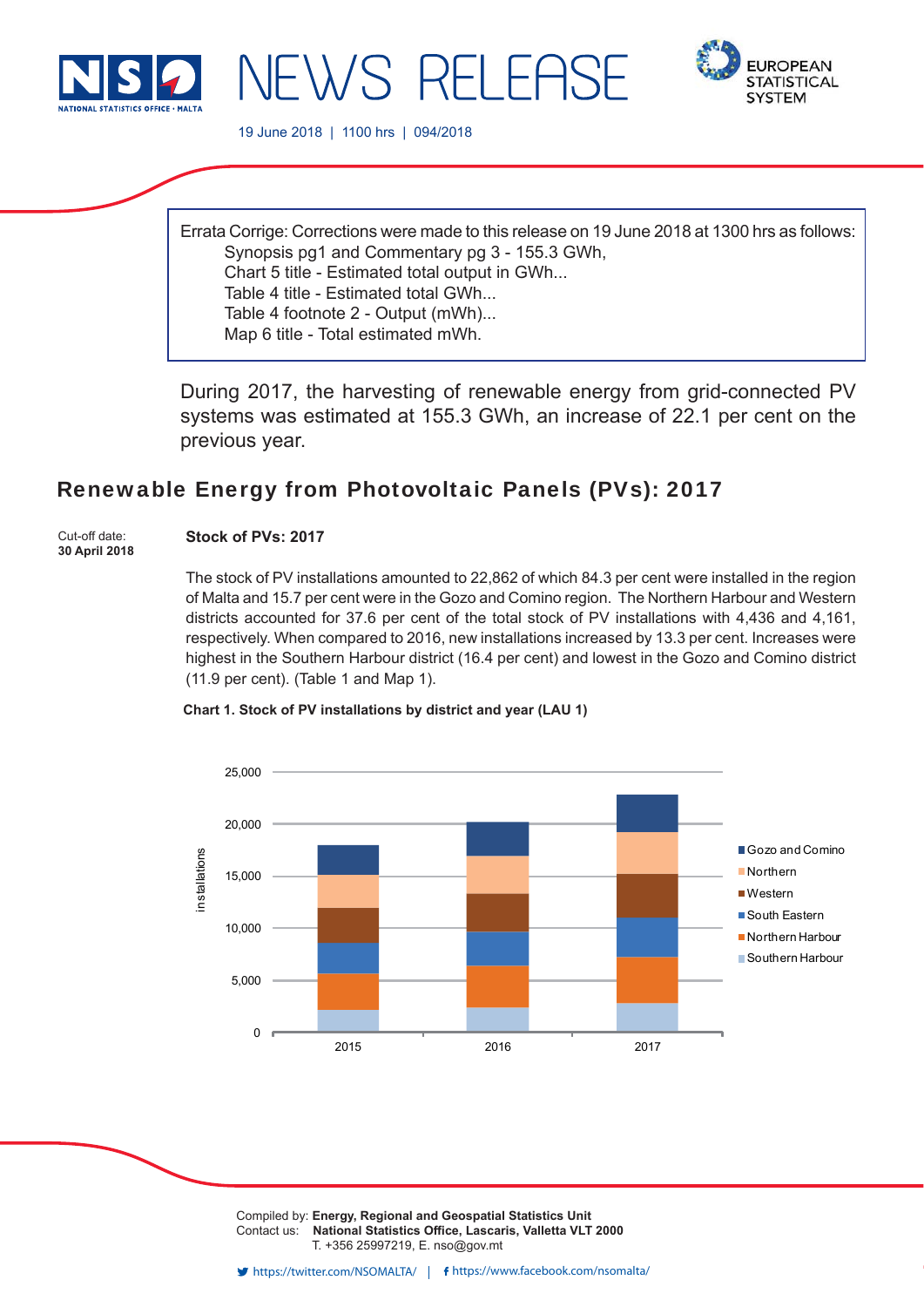# NEWS RELEASE

19 June 2018 | 1100 hrs | 094/2018

Errata Corrige: Corrections were made to this release on 19 June 2018 at 1300 hrs as follows:
- Synopsis pg1 and Commentary pg 3 - 155.3 GWh,
- Chart 5 title - Estimated total output in GWh...
- Table 4 title - Estimated total GWh...
- Table 4 footnote 2 - Output (mWh)...
- Map 6 title - Total estimated mWh.

During 2017, the harvesting of renewable energy from grid-connected PV systems was estimated at 155.3 GWh, an increase of 22.1 per cent on the previous year.

## Renewable Energy from Photovoltaic Panels (PVs): 2017

Cut-off date:
**30 April 2018**

### Stock of PVs: 2017

The stock of PV installations amounted to 22,862 of which 84.3 per cent were installed in the region of Malta and 15.7 per cent were in the Gozo and Comino region. The Northern Harbour and Western districts accounted for 37.6 per cent of the total stock of PV installations with 4,436 and 4,161, respectively. When compared to 2016, new installations increased by 13.3 per cent. Increases were highest in the Southern Harbour district (16.4 per cent) and lowest in the Gozo and Comino district (11.9 per cent). (Table 1 and Map 1).

**Chart 1. Stock of PV installations by district and year (LAU 1)**

Compiled by: **Energy, Regional and Geospatial Statistics Unit**
Contact us: **National Statistics Office, Lascaris, Valletta VLT 2000**
T. +356 25997219, E. nso@gov.mt

https://twitter.com/NSOMALTA/ | https://www.facebook.com/nsomalta/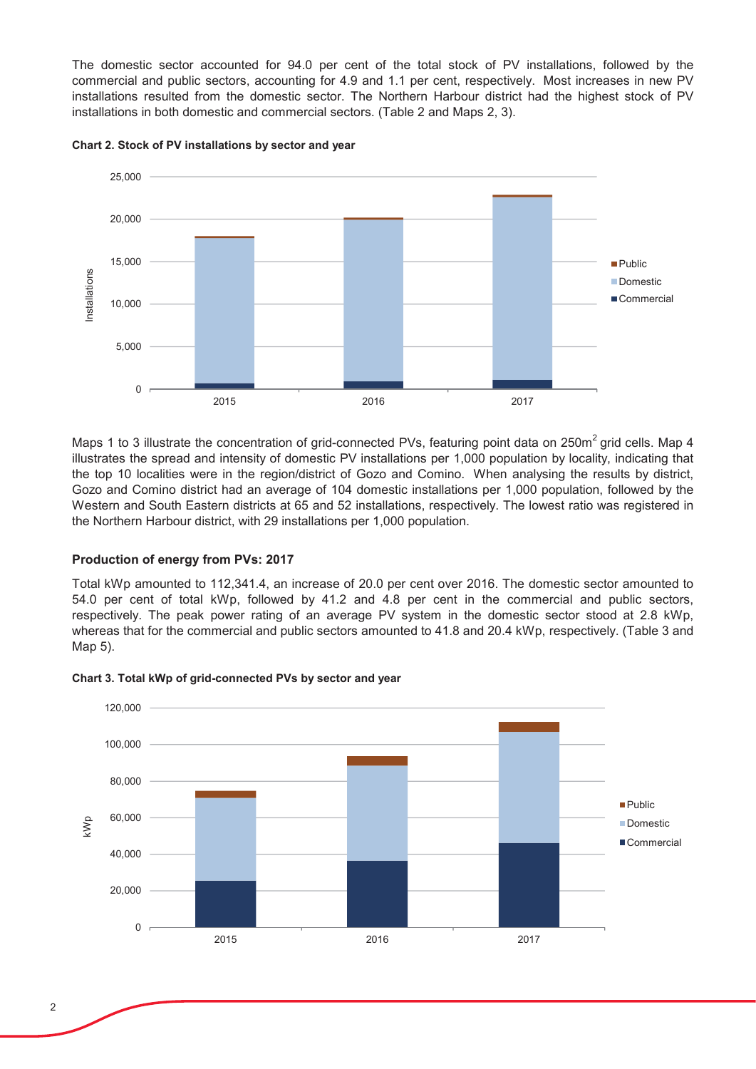The domestic sector accounted for 94.0 per cent of the total stock of PV installations, followed by the commercial and public sectors, accounting for 4.9 and 1.1 per cent, respectively. Most increases in new PV installations resulted from the domestic sector. The Northern Harbour district had the highest stock of PV installations in both domestic and commercial sectors. (Table 2 and Maps 2, 3).

**Chart 2. Stock of PV installations by sector and year**

Maps 1 to 3 illustrate the concentration of grid-connected PVs, featuring point data on 250m$^2$ grid cells. Map 4 illustrates the spread and intensity of domestic PV installations per 1,000 population by locality, indicating that the top 10 localities were in the region/district of Gozo and Comino. When analysing the results by district, Gozo and Comino district had an average of 104 domestic installations per 1,000 population, followed by the Western and South Eastern districts at 65 and 52 installations, respectively. The lowest ratio was registered in the Northern Harbour district, with 29 installations per 1,000 population.

### Production of energy from PVs: 2017

Total kWp amounted to 112,341.4, an increase of 20.0 per cent over 2016. The domestic sector amounted to 54.0 per cent of total kWp, followed by 41.2 and 4.8 per cent in the commercial and public sectors, respectively. The peak power rating of an average PV system in the domestic sector stood at 2.8 kWp, whereas that for the commercial and public sectors amounted to 41.8 and 20.4 kWp, respectively. (Table 3 and Map 5).

**Chart 3. Total kWp of grid-connected PVs by sector and year**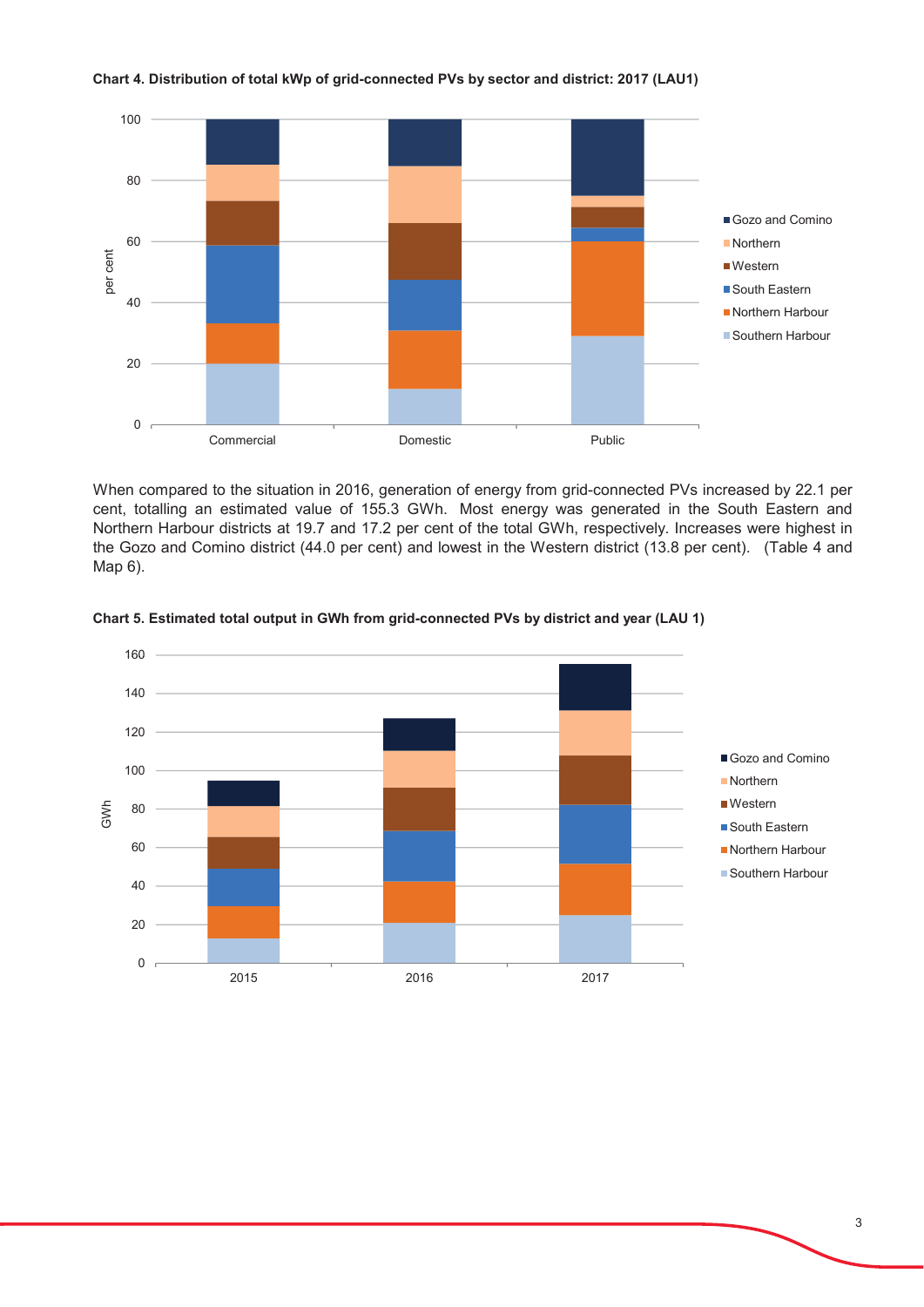**Chart 4. Distribution of total kWp of grid-connected PVs by sector and district: 2017 (LAU1)**

When compared to the situation in 2016, generation of energy from grid-connected PVs increased by 22.1 per cent, totalling an estimated value of 155.3 GWh. Most energy was generated in the South Eastern and Northern Harbour districts at 19.7 and 17.2 per cent of the total GWh, respectively. Increases were highest in the Gozo and Comino district (44.0 per cent) and lowest in the Western district (13.8 per cent). (Table 4 and Map 6).

**Chart 5. Estimated total output in GWh from grid-connected PVs by district and year (LAU 1)**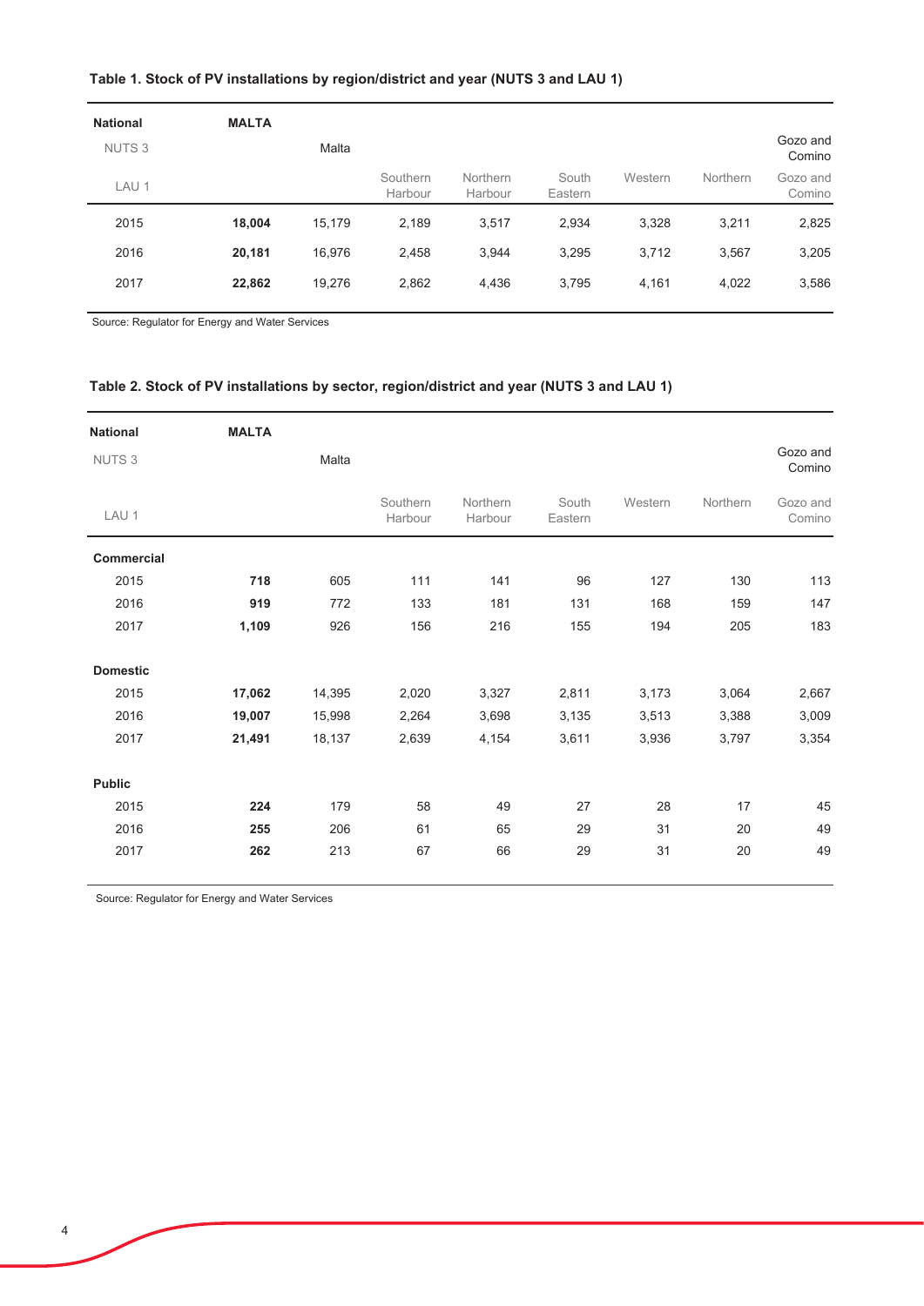**Table 1. Stock of PV installations by region/district and year (NUTS 3 and LAU 1)**

| National | MALTA | | | | | | | |
|---|---|---|---|---|---|---|---|---|
| NUTS 3 | | Malta | | | | | | Gozo and Comino |
| LAU 1 | | | Southern Harbour | Northern Harbour | South Eastern | Western | Northern | Gozo and Comino |
| 2015 | **18,004** | 15,179 | 2,189 | 3,517 | 2,934 | 3,328 | 3,211 | 2,825 |
| 2016 | **20,181** | 16,976 | 2,458 | 3,944 | 3,295 | 3,712 | 3,567 | 3,205 |
| 2017 | **22,862** | 19,276 | 2,862 | 4,436 | 3,795 | 4,161 | 4,022 | 3,586 |

Source: Regulator for Energy and Water Services

**Table 2. Stock of PV installations by sector, region/district and year (NUTS 3 and LAU 1)**

| National | MALTA | | | | | | | |
|---|---|---|---|---|---|---|---|---|
| NUTS 3 | | Malta | | | | | | Gozo and Comino |
| LAU 1 | | | Southern Harbour | Northern Harbour | South Eastern | Western | Northern | Gozo and Comino |
| **Commercial** | | | | | | | | |
| 2015 | **718** | 605 | 111 | 141 | 96 | 127 | 130 | 113 |
| 2016 | **919** | 772 | 133 | 181 | 131 | 168 | 159 | 147 |
| 2017 | **1,109** | 926 | 156 | 216 | 155 | 194 | 205 | 183 |
| **Domestic** | | | | | | | | |
| 2015 | **17,062** | 14,395 | 2,020 | 3,327 | 2,811 | 3,173 | 3,064 | 2,667 |
| 2016 | **19,007** | 15,998 | 2,264 | 3,698 | 3,135 | 3,513 | 3,388 | 3,009 |
| 2017 | **21,491** | 18,137 | 2,639 | 4,154 | 3,611 | 3,936 | 3,797 | 3,354 |
| **Public** | | | | | | | | |
| 2015 | **224** | 179 | 58 | 49 | 27 | 28 | 17 | 45 |
| 2016 | **255** | 206 | 61 | 65 | 29 | 31 | 20 | 49 |
| 2017 | **262** | 213 | 67 | 66 | 29 | 31 | 20 | 49 |

Source: Regulator for Energy and Water Services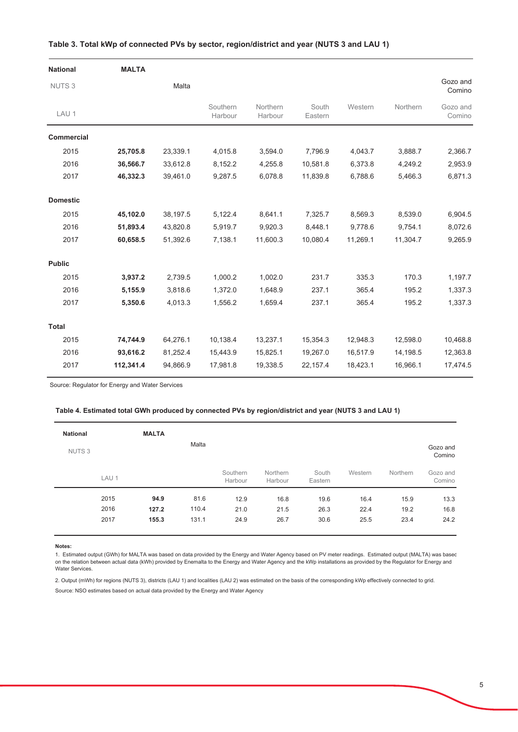**Table 3. Total kWp of connected PVs by sector, region/district and year (NUTS 3 and LAU 1)**

| National | MALTA | | | | | | | |
|---|---|---|---|---|---|---|---|---|
| NUTS 3 | | Malta | | | | | | Gozo and Comino |
| LAU 1 | | | Southern Harbour | Northern Harbour | South Eastern | Western | Northern | Gozo and Comino |
| **Commercial** | | | | | | | | |
| 2015 | **25,705.8** | 23,339.1 | 4,015.8 | 3,594.0 | 7,796.9 | 4,043.7 | 3,888.7 | 2,366.7 |
| 2016 | **36,566.7** | 33,612.8 | 8,152.2 | 4,255.8 | 10,581.8 | 6,373.8 | 4,249.2 | 2,953.9 |
| 2017 | **46,332.3** | 39,461.0 | 9,287.5 | 6,078.8 | 11,839.8 | 6,788.6 | 5,466.3 | 6,871.3 |
| **Domestic** | | | | | | | | |
| 2015 | **45,102.0** | 38,197.5 | 5,122.4 | 8,641.1 | 7,325.7 | 8,569.3 | 8,539.0 | 6,904.5 |
| 2016 | **51,893.4** | 43,820.8 | 5,919.7 | 9,920.3 | 8,448.1 | 9,778.6 | 9,754.1 | 8,072.6 |
| 2017 | **60,658.5** | 51,392.6 | 7,138.1 | 11,600.3 | 10,080.4 | 11,269.1 | 11,304.7 | 9,265.9 |
| **Public** | | | | | | | | |
| 2015 | **3,937.2** | 2,739.5 | 1,000.2 | 1,002.0 | 231.7 | 335.3 | 170.3 | 1,197.7 |
| 2016 | **5,155.9** | 3,818.6 | 1,372.0 | 1,648.9 | 237.1 | 365.4 | 195.2 | 1,337.3 |
| 2017 | **5,350.6** | 4,013.3 | 1,556.2 | 1,659.4 | 237.1 | 365.4 | 195.2 | 1,337.3 |
| **Total** | | | | | | | | |
| 2015 | **74,744.9** | 64,276.1 | 10,138.4 | 13,237.1 | 15,354.3 | 12,948.3 | 12,598.0 | 10,468.8 |
| 2016 | **93,616.2** | 81,252.4 | 15,443.9 | 15,825.1 | 19,267.0 | 16,517.9 | 14,198.5 | 12,363.8 |
| 2017 | **112,341.4** | 94,866.9 | 17,981.8 | 19,338.5 | 22,157.4 | 18,423.1 | 16,966.1 | 17,474.5 |

Source: Regulator for Energy and Water Services

**Table 4. Estimated total GWh produced by connected PVs by region/district and year (NUTS 3 and LAU 1)**

| National | MALTA | | | | | | | |
|---|---|---|---|---|---|---|---|---|
| NUTS 3 | | Malta | | | | | | Gozo and Comino |
| LAU 1 | | | Southern Harbour | Northern Harbour | South Eastern | Western | Northern | Gozo and Comino |
| 2015 | **94.9** | 81.6 | 12.9 | 16.8 | 19.6 | 16.4 | 15.9 | 13.3 |
| 2016 | **127.2** | 110.4 | 21.0 | 21.5 | 26.3 | 22.4 | 19.2 | 16.8 |
| 2017 | **155.3** | 131.1 | 24.9 | 26.7 | 30.6 | 25.5 | 23.4 | 24.2 |

**Notes:**

1. Estimated output (GWh) for MALTA was based on data provided by the Energy and Water Agency based on PV meter readings. Estimated output (MALTA) was based on the relation between actual data (kWh) provided by Enemalta to the Energy and Water Agency and the kWp installations as provided by the Regulator for Energy and Water Services.

2. Output (mWh) for regions (NUTS 3), districts (LAU 1) and localities (LAU 2) was estimated on the basis of the corresponding kWp effectively connected to grid.

Source: NSO estimates based on actual data provided by the Energy and Water Agency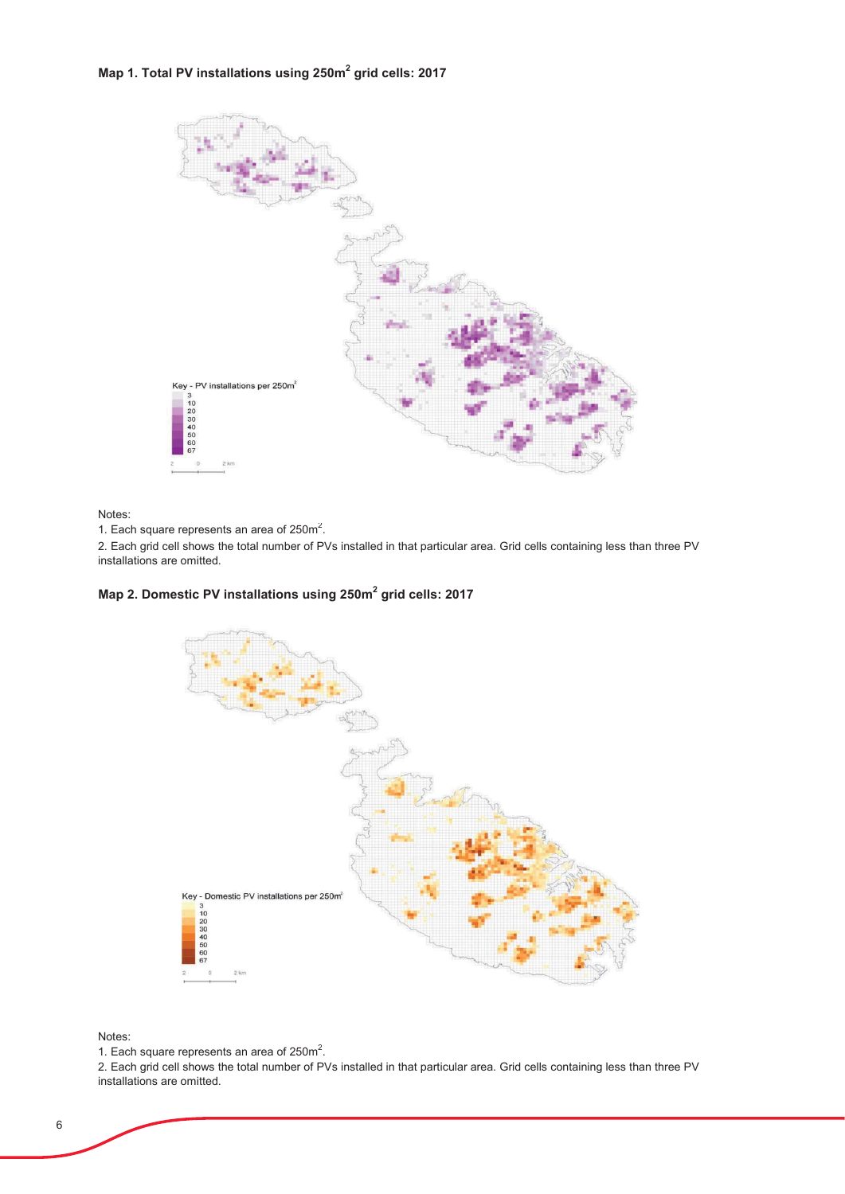**Map 1. Total PV installations using 250m$^2$ grid cells: 2017**

Key - PV installations per 250m$^2$

3
10
20
30
40
50
60
67

Notes:

1. Each square represents an area of 250m$^2$.
2. Each grid cell shows the total number of PVs installed in that particular area. Grid cells containing less than three PV installations are omitted.

**Map 2. Domestic PV installations using 250m$^2$ grid cells: 2017**

Key - Domestic PV installations per 250m$^2$

3
10
20
30
40
50
60
67

Notes:

1. Each square represents an area of 250m$^2$.
2. Each grid cell shows the total number of PVs installed in that particular area. Grid cells containing less than three PV installations are omitted.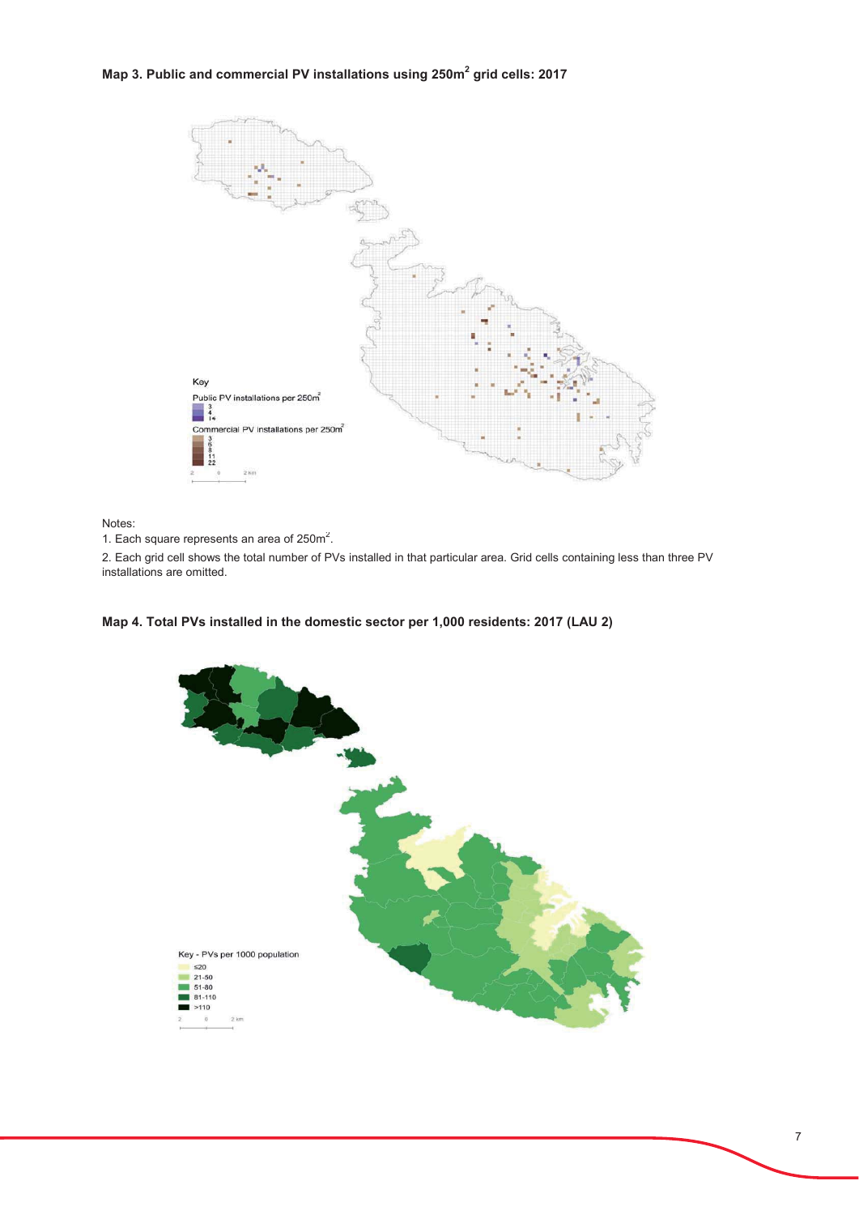**Map 3. Public and commercial PV installations using 250m$^2$ grid cells: 2017**

Key

Public PV installations per 250m$^2$

- 3
- 4
- 14

Commercial PV installations per 250m$^2$

- 3
- 6
- 8
- 11
- 22

Notes:

1. Each square represents an area of 250m$^2$.
2. Each grid cell shows the total number of PVs installed in that particular area. Grid cells containing less than three PV installations are omitted.

**Map 4. Total PVs installed in the domestic sector per 1,000 residents: 2017 (LAU 2)**

Key - PVs per 1000 population

- ≤20
- 21-50
- 51-80
- 81-110
- >110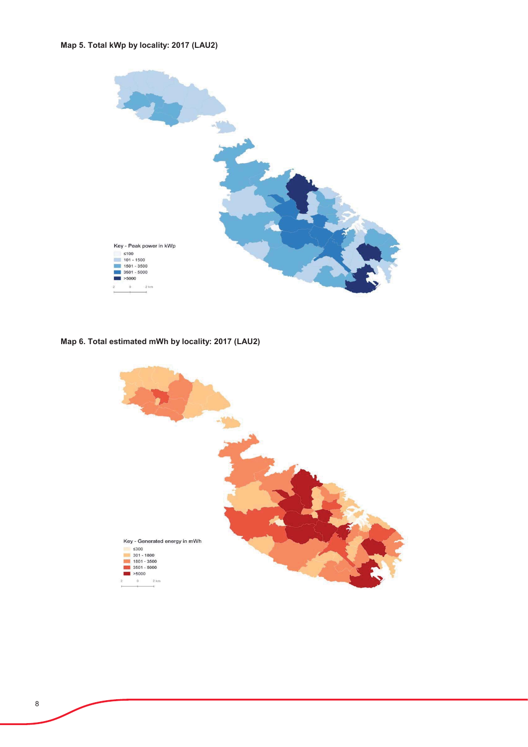**Map 5. Total kWp by locality: 2017 (LAU2)**

Key - Peak power in kWp
- ≤100
- 101 - 1500
- 1501 - 3500
- 3501 - 5000
- >5000

**Map 6. Total estimated mWh by locality: 2017 (LAU2)**

Key - Generated energy in mWh
- ≤300
- 301 - 1800
- 1801 - 3500
- 3501 - 5000
- >5000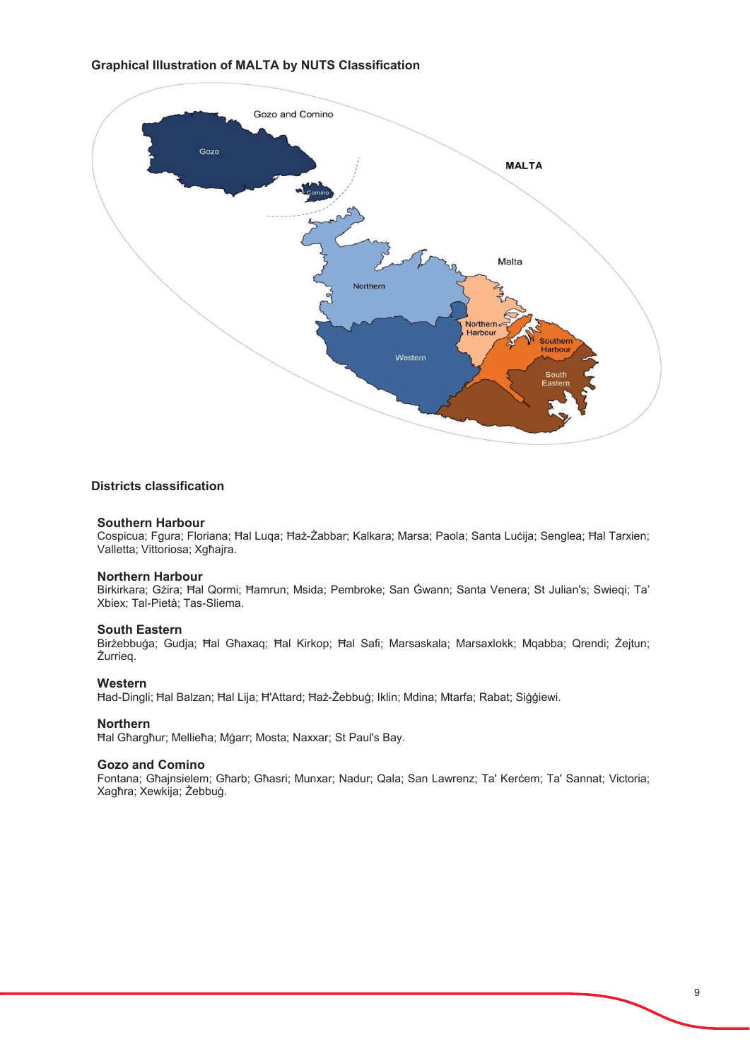### Graphical Illustration of MALTA by NUTS Classification

### Districts classification

**Southern Harbour**
Cospicua; Fgura; Floriana; Ħal Luqa; Ħaż-Żabbar; Kalkara; Marsa; Paola; Santa Luċija; Senglea; Ħal Tarxien; Valletta; Vittoriosa; Xgħajra.

**Northern Harbour**
Birkirkara; Gżira; Ħal Qormi; Ħamrun; Msida; Pembroke; San Ġwann; Santa Venera; St Julian's; Swieqi; Ta' Xbiex; Tal-Pietà; Tas-Sliema.

**South Eastern**
Birżebbuġa; Gudja; Ħal Għaxaq; Ħal Kirkop; Ħal Safi; Marsaskala; Marsaxlokk; Mqabba; Qrendi; Żejtun; Żurrieq.

**Western**
Ħad-Dingli; Ħal Balzan; Ħal Lija; Ħ'Attard; Ħaż-Żebbuġ; Iklin; Mdina; Mtarfa; Rabat; Siġġiewi.

**Northern**
Ħal Għargħur; Mellieħa; Mġarr; Mosta; Naxxar; St Paul's Bay.

**Gozo and Comino**
Fontana; Għajnsielem; Għarb; Għasri; Munxar; Nadur; Qala; San Lawrenz; Ta' Kerċem; Ta' Sannat; Victoria; Xagħra; Xewkija; Żebbuġ.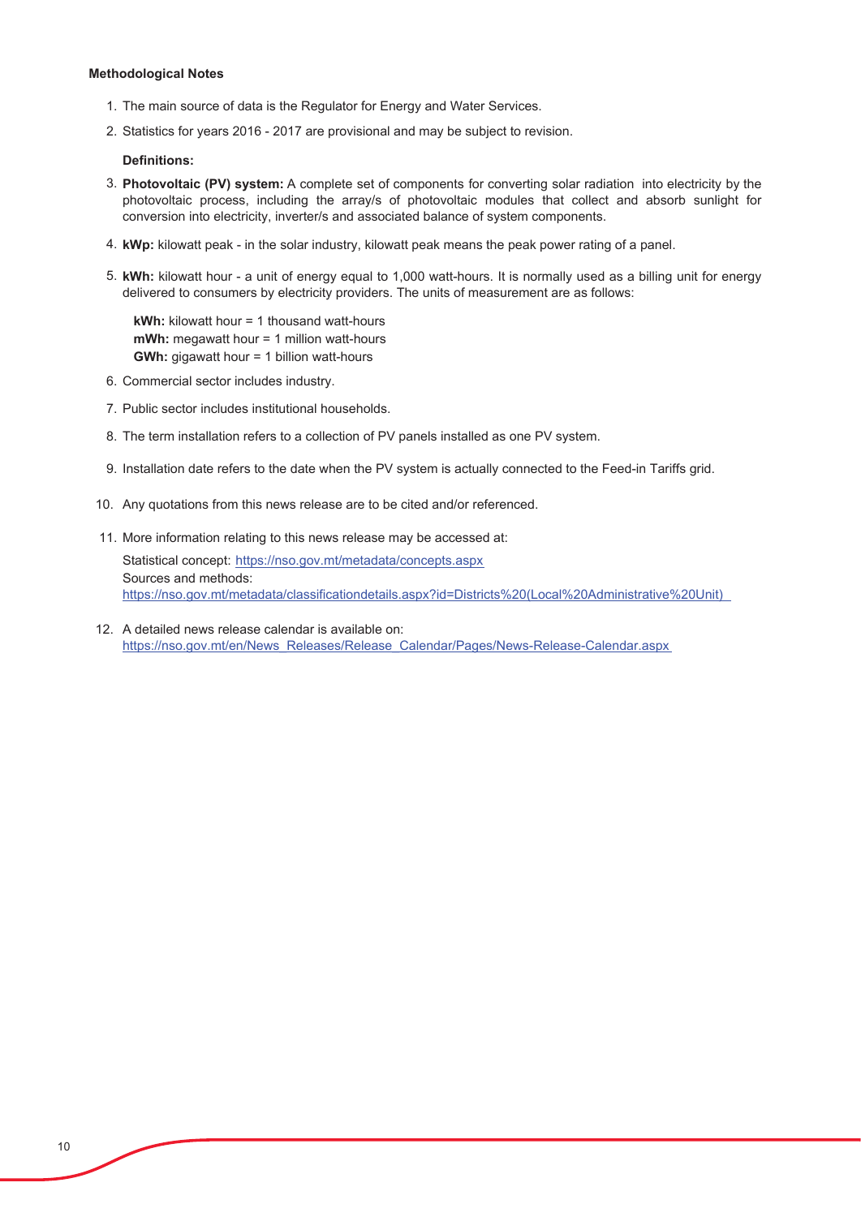**Methodological Notes**

1. The main source of data is the Regulator for Energy and Water Services.
2. Statistics for years 2016 - 2017 are provisional and may be subject to revision.

   **Definitions:**

3. **Photovoltaic (PV) system:** A complete set of components for converting solar radiation into electricity by the photovoltaic process, including the array/s of photovoltaic modules that collect and absorb sunlight for conversion into electricity, inverter/s and associated balance of system components.
4. **kWp:** kilowatt peak - in the solar industry, kilowatt peak means the peak power rating of a panel.
5. **kWh:** kilowatt hour - a unit of energy equal to 1,000 watt-hours. It is normally used as a billing unit for energy delivered to consumers by electricity providers. The units of measurement are as follows:

   **kWh:** kilowatt hour = 1 thousand watt-hours
   **mWh:** megawatt hour = 1 million watt-hours
   **GWh:** gigawatt hour = 1 billion watt-hours

6. Commercial sector includes industry.
7. Public sector includes institutional households.
8. The term installation refers to a collection of PV panels installed as one PV system.
9. Installation date refers to the date when the PV system is actually connected to the Feed-in Tariffs grid.
10. Any quotations from this news release are to be cited and/or referenced.
11. More information relating to this news release may be accessed at:

    Statistical concept: https://nso.gov.mt/metadata/concepts.aspx
    Sources and methods:
    https://nso.gov.mt/metadata/classificationdetails.aspx?id=Districts%20(Local%20Administrative%20Unit)

12. A detailed news release calendar is available on:
    https://nso.gov.mt/en/News_Releases/Release_Calendar/Pages/News-Release-Calendar.aspx